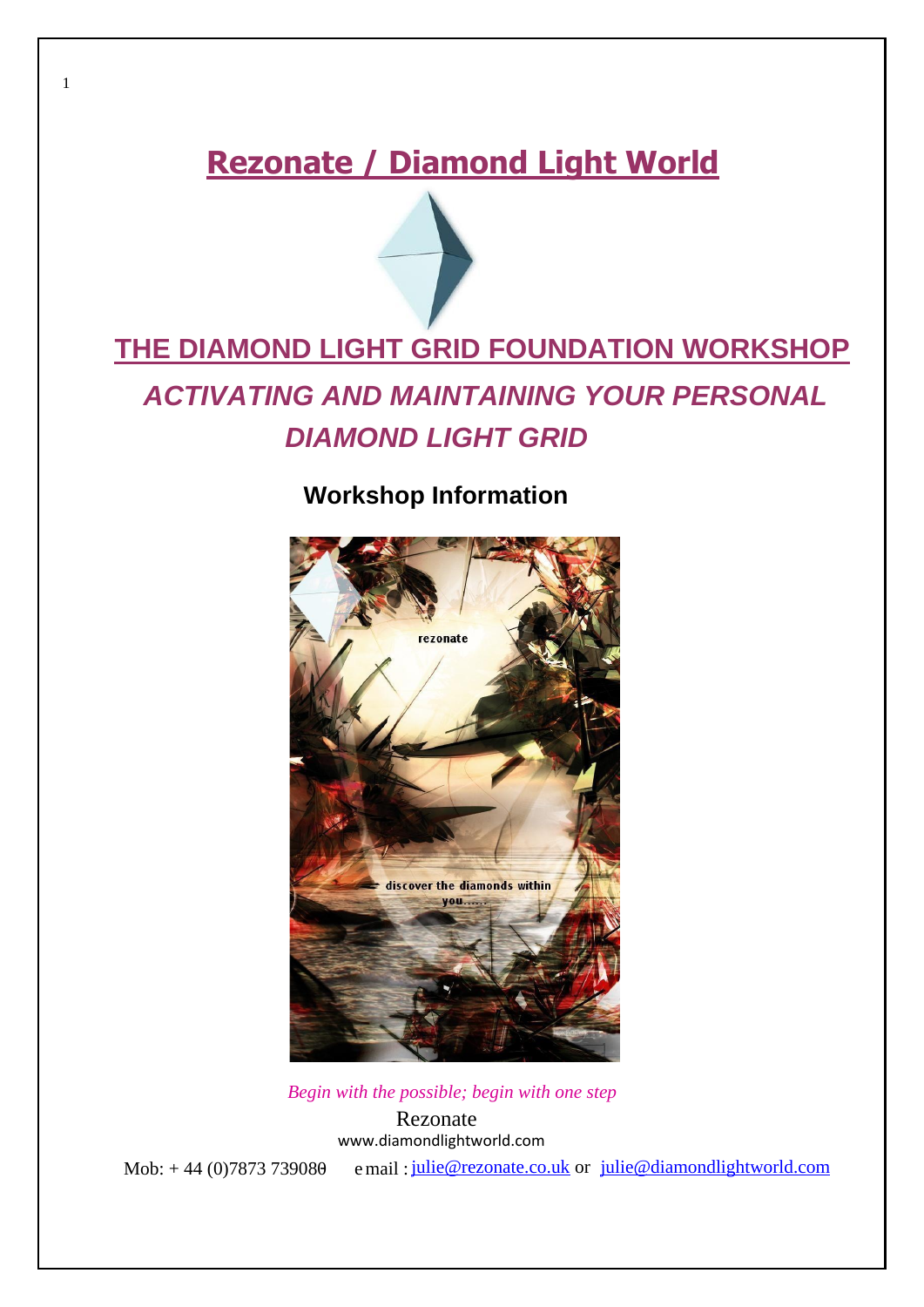# Rezonate / Diamond Light World

## THE DIAMOND LIGHT GRID FOUNDATION WORKSHOP

## *ACTIVATING AND MAINTAINING YOUR PERSONAL DIAMOND LIGHT GRID*

### Workshop Information

*Begin with the possible; begin with one step*

Rezonate

www.diamondlightworld.com

Mob: + 44 (0)7873 739080 e mail : julie@rezonate.co.uk or julie@diamondlightworld.com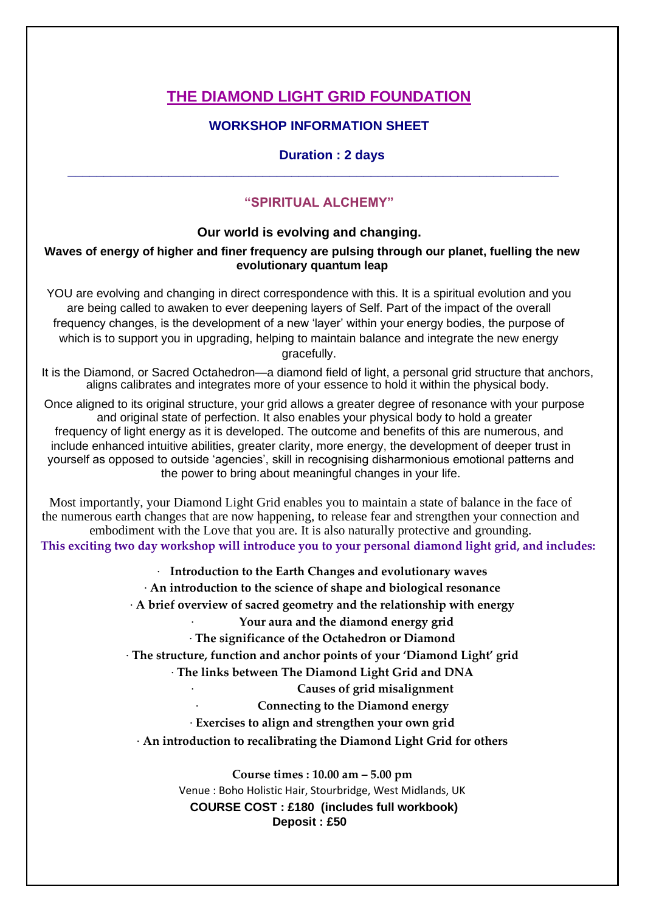# THE DIAMOND LIGHT GRID FOUNDATION

## WORKSHOP INFORMATION SHEET

**Duration : 2 days**

---

## "SPIRITUAL ALCHEMY"

**Our world is evolving and changing.**

**Waves of energy of higher and finer frequency are pulsing through our planet, fuelling the new evolutionary quantum leap**

YOU are evolving and changing in direct correspondence with this. It is a spiritual evolution and you are being called to awaken to ever deepening layers of Self. Part of the impact of the overall frequency changes, is the development of a new 'layer' within your energy bodies, the purpose of which is to support you in upgrading, helping to maintain balance and integrate the new energy gracefully.

It is the Diamond, or Sacred Octahedron—a diamond field of light, a personal grid structure that anchors, aligns calibrates and integrates more of your essence to hold it within the physical body.

Once aligned to its original structure, your grid allows a greater degree of resonance with your purpose and original state of perfection. It also enables your physical body to hold a greater frequency of light energy as it is developed. The outcome and benefits of this are numerous, and include enhanced intuitive abilities, greater clarity, more energy, the development of deeper trust in yourself as opposed to outside 'agencies', skill in recognising disharmonious emotional patterns and the power to bring about meaningful changes in your life.

Most importantly, your Diamond Light Grid enables you to maintain a state of balance in the face of the numerous earth changes that are now happening, to release fear and strengthen your connection and embodiment with the Love that you are. It is also naturally protective and grounding.

**This exciting two day workshop will introduce you to your personal diamond light grid, and includes:**

- **Introduction to the Earth Changes and evolutionary waves**
- **An introduction to the science of shape and biological resonance**
- **A brief overview of sacred geometry and the relationship with energy**
- **Your aura and the diamond energy grid**
- **The significance of the Octahedron or Diamond**
- **The structure, function and anchor points of your 'Diamond Light' grid**
- **The links between The Diamond Light Grid and DNA**
- **Causes of grid misalignment**
- **Connecting to the Diamond energy**
- **Exercises to align and strengthen your own grid**
- **An introduction to recalibrating the Diamond Light Grid for others**

**Course times : 10.00 am – 5.00 pm**

Venue : Boho Holistic Hair, Stourbridge, West Midlands, UK

**COURSE COST : £180 (includes full workbook)**

**Deposit : £50**